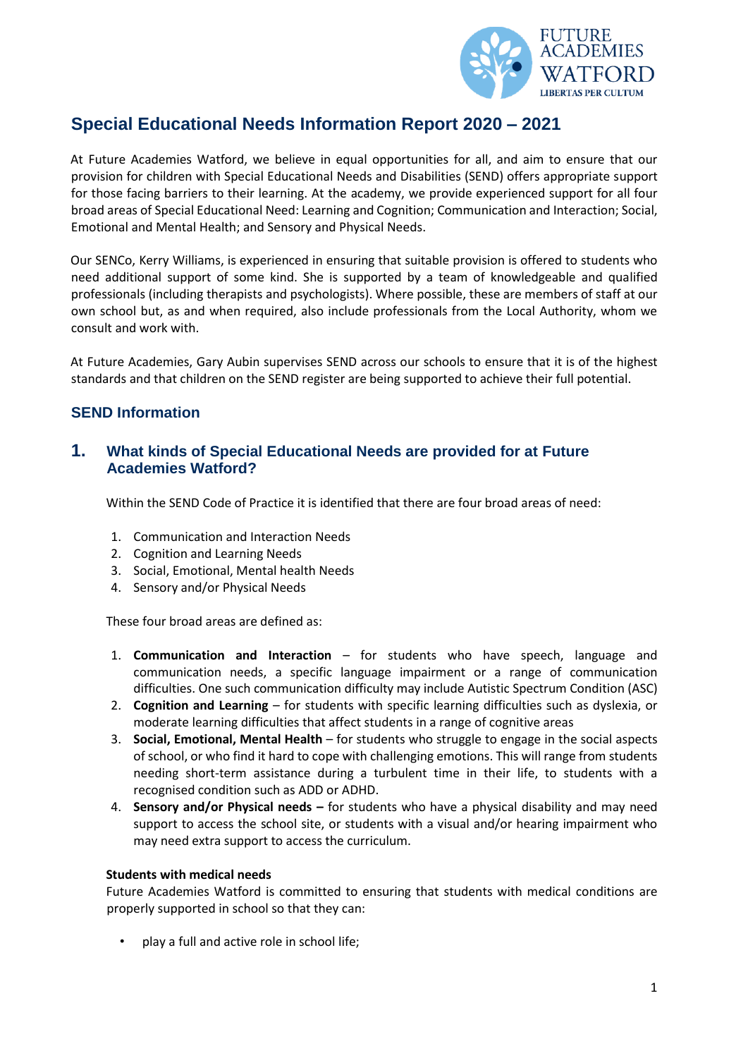# Special Educational Needs Information Report 2020 – 2021

At Future Academies Watford, we believe in equal opportunities for all, and aim to ensure that our provision for children with Special Educational Needs and Disabilities (SEND) offers appropriate support for those facing barriers to their learning. At the academy, we provide experienced support for all four broad areas of Special Educational Need: Learning and Cognition; Communication and Interaction; Social, Emotional and Mental Health; and Sensory and Physical Needs.

Our SENCo, Kerry Williams, is experienced in ensuring that suitable provision is offered to students who need additional support of some kind. She is supported by a team of knowledgeable and qualified professionals (including therapists and psychologists). Where possible, these are members of staff at our own school but, as and when required, also include professionals from the Local Authority, whom we consult and work with.

At Future Academies, Gary Aubin supervises SEND across our schools to ensure that it is of the highest standards and that children on the SEND register are being supported to achieve their full potential.

## SEND Information

### 1. What kinds of Special Educational Needs are provided for at Future Academies Watford?

Within the SEND Code of Practice it is identified that there are four broad areas of need:

1. Communication and Interaction Needs
2. Cognition and Learning Needs
3. Social, Emotional, Mental health Needs
4. Sensory and/or Physical Needs

These four broad areas are defined as:

1. **Communication and Interaction** – for students who have speech, language and communication needs, a specific language impairment or a range of communication difficulties. One such communication difficulty may include Autistic Spectrum Condition (ASC)
2. **Cognition and Learning** – for students with specific learning difficulties such as dyslexia, or moderate learning difficulties that affect students in a range of cognitive areas
3. **Social, Emotional, Mental Health** – for students who struggle to engage in the social aspects of school, or who find it hard to cope with challenging emotions. This will range from students needing short-term assistance during a turbulent time in their life, to students with a recognised condition such as ADD or ADHD.
4. **Sensory and/or Physical needs –** for students who have a physical disability and may need support to access the school site, or students with a visual and/or hearing impairment who may need extra support to access the curriculum.

**Students with medical needs**

Future Academies Watford is committed to ensuring that students with medical conditions are properly supported in school so that they can:

- play a full and active role in school life;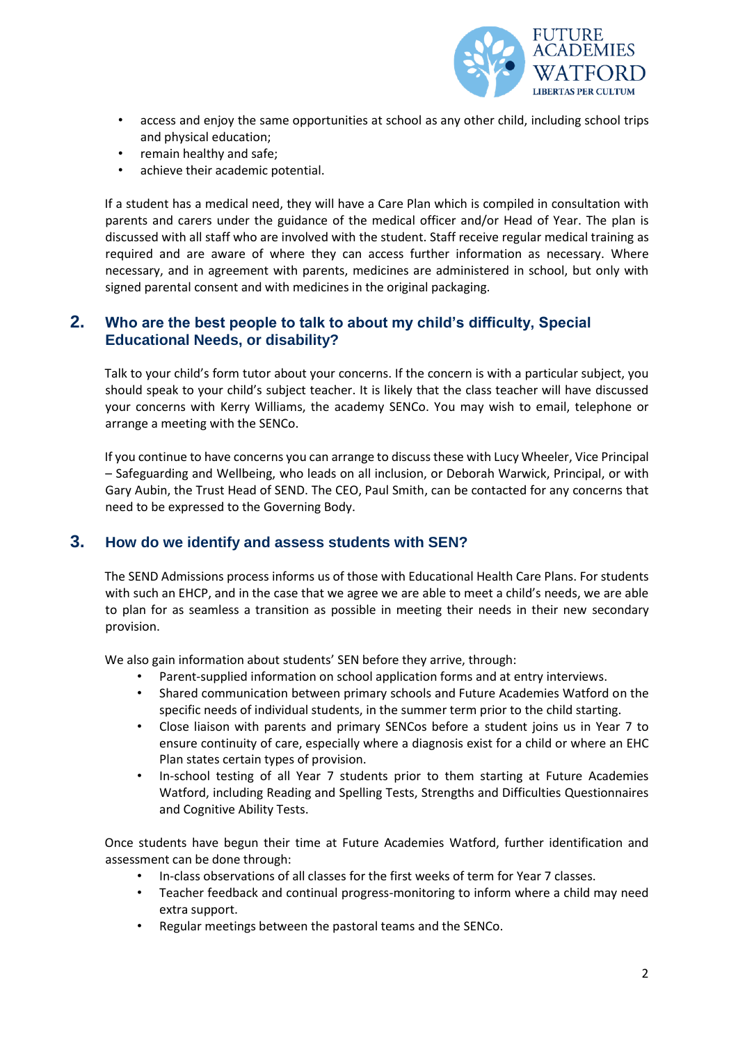- access and enjoy the same opportunities at school as any other child, including school trips and physical education;
- remain healthy and safe;
- achieve their academic potential.

If a student has a medical need, they will have a Care Plan which is compiled in consultation with parents and carers under the guidance of the medical officer and/or Head of Year. The plan is discussed with all staff who are involved with the student. Staff receive regular medical training as required and are aware of where they can access further information as necessary. Where necessary, and in agreement with parents, medicines are administered in school, but only with signed parental consent and with medicines in the original packaging.

## 2. Who are the best people to talk to about my child's difficulty, Special Educational Needs, or disability?

Talk to your child's form tutor about your concerns. If the concern is with a particular subject, you should speak to your child's subject teacher. It is likely that the class teacher will have discussed your concerns with Kerry Williams, the academy SENCo. You may wish to email, telephone or arrange a meeting with the SENCo.

If you continue to have concerns you can arrange to discuss these with Lucy Wheeler, Vice Principal – Safeguarding and Wellbeing, who leads on all inclusion, or Deborah Warwick, Principal, or with Gary Aubin, the Trust Head of SEND. The CEO, Paul Smith, can be contacted for any concerns that need to be expressed to the Governing Body.

## 3. How do we identify and assess students with SEN?

The SEND Admissions process informs us of those with Educational Health Care Plans. For students with such an EHCP, and in the case that we agree we are able to meet a child's needs, we are able to plan for as seamless a transition as possible in meeting their needs in their new secondary provision.

We also gain information about students' SEN before they arrive, through:

- Parent-supplied information on school application forms and at entry interviews.
- Shared communication between primary schools and Future Academies Watford on the specific needs of individual students, in the summer term prior to the child starting.
- Close liaison with parents and primary SENCos before a student joins us in Year 7 to ensure continuity of care, especially where a diagnosis exist for a child or where an EHC Plan states certain types of provision.
- In-school testing of all Year 7 students prior to them starting at Future Academies Watford, including Reading and Spelling Tests, Strengths and Difficulties Questionnaires and Cognitive Ability Tests.

Once students have begun their time at Future Academies Watford, further identification and assessment can be done through:

- In-class observations of all classes for the first weeks of term for Year 7 classes.
- Teacher feedback and continual progress-monitoring to inform where a child may need extra support.
- Regular meetings between the pastoral teams and the SENCo.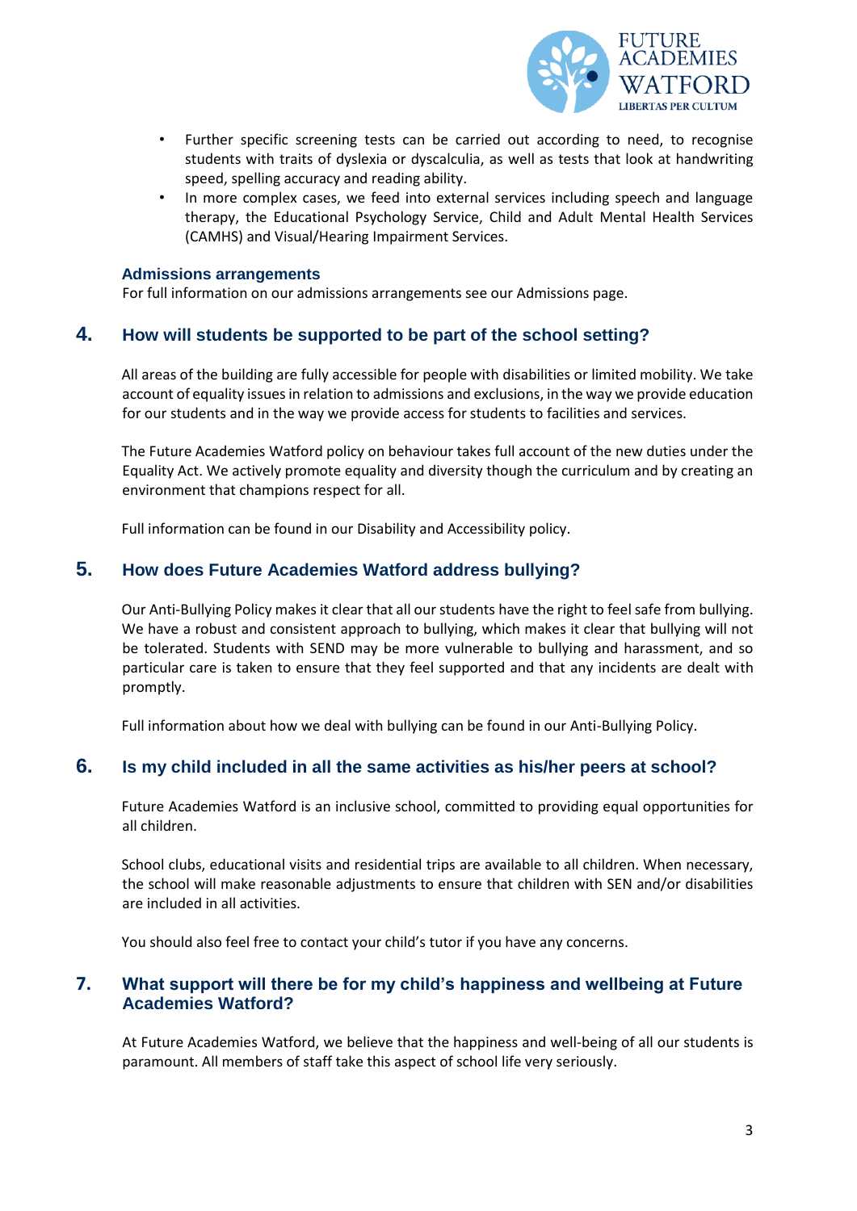- Further specific screening tests can be carried out according to need, to recognise students with traits of dyslexia or dyscalculia, as well as tests that look at handwriting speed, spelling accuracy and reading ability.
- In more complex cases, we feed into external services including speech and language therapy, the Educational Psychology Service, Child and Adult Mental Health Services (CAMHS) and Visual/Hearing Impairment Services.

### Admissions arrangements

For full information on our admissions arrangements see our Admissions page.

## 4. How will students be supported to be part of the school setting?

All areas of the building are fully accessible for people with disabilities or limited mobility. We take account of equality issues in relation to admissions and exclusions, in the way we provide education for our students and in the way we provide access for students to facilities and services.

The Future Academies Watford policy on behaviour takes full account of the new duties under the Equality Act. We actively promote equality and diversity though the curriculum and by creating an environment that champions respect for all.

Full information can be found in our Disability and Accessibility policy.

## 5. How does Future Academies Watford address bullying?

Our Anti-Bullying Policy makes it clear that all our students have the right to feel safe from bullying. We have a robust and consistent approach to bullying, which makes it clear that bullying will not be tolerated. Students with SEND may be more vulnerable to bullying and harassment, and so particular care is taken to ensure that they feel supported and that any incidents are dealt with promptly.

Full information about how we deal with bullying can be found in our Anti-Bullying Policy.

## 6. Is my child included in all the same activities as his/her peers at school?

Future Academies Watford is an inclusive school, committed to providing equal opportunities for all children.

School clubs, educational visits and residential trips are available to all children. When necessary, the school will make reasonable adjustments to ensure that children with SEN and/or disabilities are included in all activities.

You should also feel free to contact your child's tutor if you have any concerns.

## 7. What support will there be for my child's happiness and wellbeing at Future Academies Watford?

At Future Academies Watford, we believe that the happiness and well-being of all our students is paramount. All members of staff take this aspect of school life very seriously.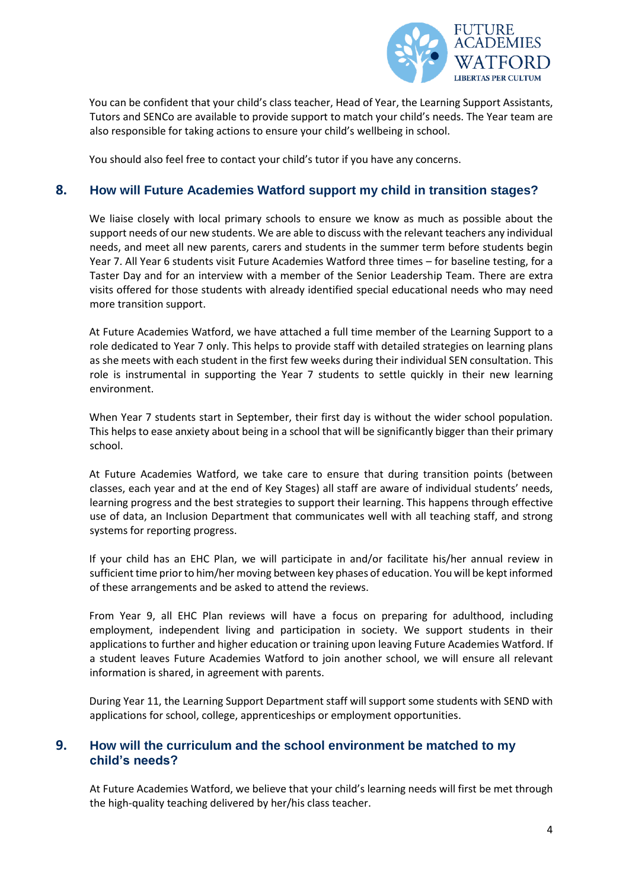You can be confident that your child's class teacher, Head of Year, the Learning Support Assistants, Tutors and SENCo are available to provide support to match your child's needs. The Year team are also responsible for taking actions to ensure your child's wellbeing in school.

You should also feel free to contact your child's tutor if you have any concerns.

## 8. How will Future Academies Watford support my child in transition stages?

We liaise closely with local primary schools to ensure we know as much as possible about the support needs of our new students. We are able to discuss with the relevant teachers any individual needs, and meet all new parents, carers and students in the summer term before students begin Year 7. All Year 6 students visit Future Academies Watford three times – for baseline testing, for a Taster Day and for an interview with a member of the Senior Leadership Team. There are extra visits offered for those students with already identified special educational needs who may need more transition support.

At Future Academies Watford, we have attached a full time member of the Learning Support to a role dedicated to Year 7 only. This helps to provide staff with detailed strategies on learning plans as she meets with each student in the first few weeks during their individual SEN consultation. This role is instrumental in supporting the Year 7 students to settle quickly in their new learning environment.

When Year 7 students start in September, their first day is without the wider school population. This helps to ease anxiety about being in a school that will be significantly bigger than their primary school.

At Future Academies Watford, we take care to ensure that during transition points (between classes, each year and at the end of Key Stages) all staff are aware of individual students' needs, learning progress and the best strategies to support their learning. This happens through effective use of data, an Inclusion Department that communicates well with all teaching staff, and strong systems for reporting progress.

If your child has an EHC Plan, we will participate in and/or facilitate his/her annual review in sufficient time prior to him/her moving between key phases of education. You will be kept informed of these arrangements and be asked to attend the reviews.

From Year 9, all EHC Plan reviews will have a focus on preparing for adulthood, including employment, independent living and participation in society. We support students in their applications to further and higher education or training upon leaving Future Academies Watford. If a student leaves Future Academies Watford to join another school, we will ensure all relevant information is shared, in agreement with parents.

During Year 11, the Learning Support Department staff will support some students with SEND with applications for school, college, apprenticeships or employment opportunities.

## 9. How will the curriculum and the school environment be matched to my child's needs?

At Future Academies Watford, we believe that your child's learning needs will first be met through the high-quality teaching delivered by her/his class teacher.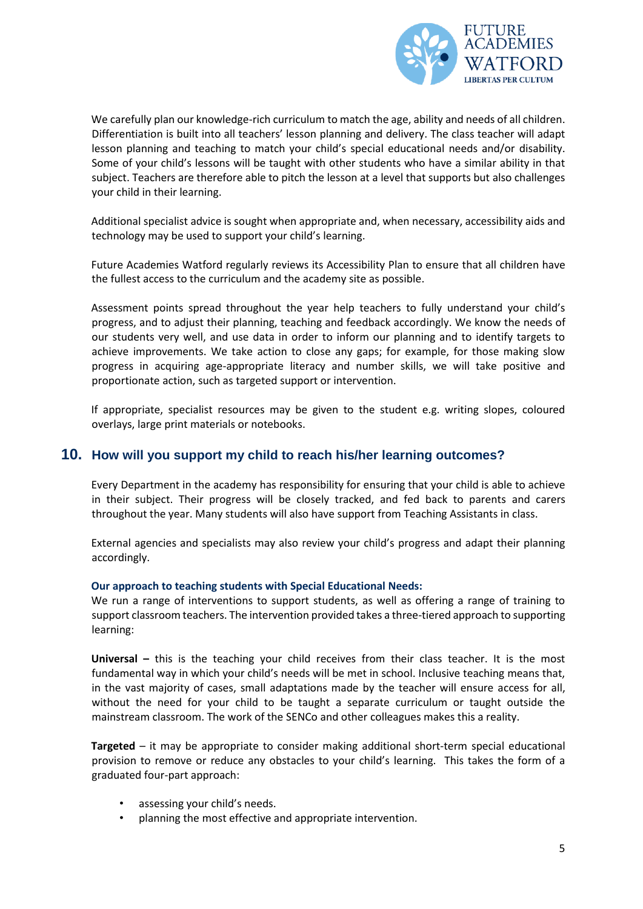We carefully plan our knowledge-rich curriculum to match the age, ability and needs of all children. Differentiation is built into all teachers' lesson planning and delivery. The class teacher will adapt lesson planning and teaching to match your child's special educational needs and/or disability. Some of your child's lessons will be taught with other students who have a similar ability in that subject. Teachers are therefore able to pitch the lesson at a level that supports but also challenges your child in their learning.

Additional specialist advice is sought when appropriate and, when necessary, accessibility aids and technology may be used to support your child's learning.

Future Academies Watford regularly reviews its Accessibility Plan to ensure that all children have the fullest access to the curriculum and the academy site as possible.

Assessment points spread throughout the year help teachers to fully understand your child's progress, and to adjust their planning, teaching and feedback accordingly. We know the needs of our students very well, and use data in order to inform our planning and to identify targets to achieve improvements. We take action to close any gaps; for example, for those making slow progress in acquiring age-appropriate literacy and number skills, we will take positive and proportionate action, such as targeted support or intervention.

If appropriate, specialist resources may be given to the student e.g. writing slopes, coloured overlays, large print materials or notebooks.

## 10. How will you support my child to reach his/her learning outcomes?

Every Department in the academy has responsibility for ensuring that your child is able to achieve in their subject. Their progress will be closely tracked, and fed back to parents and carers throughout the year. Many students will also have support from Teaching Assistants in class.

External agencies and specialists may also review your child's progress and adapt their planning accordingly.

### Our approach to teaching students with Special Educational Needs:

We run a range of interventions to support students, as well as offering a range of training to support classroom teachers. The intervention provided takes a three-tiered approach to supporting learning:

**Universal –** this is the teaching your child receives from their class teacher. It is the most fundamental way in which your child's needs will be met in school. Inclusive teaching means that, in the vast majority of cases, small adaptations made by the teacher will ensure access for all, without the need for your child to be taught a separate curriculum or taught outside the mainstream classroom. The work of the SENCo and other colleagues makes this a reality.

**Targeted** – it may be appropriate to consider making additional short-term special educational provision to remove or reduce any obstacles to your child's learning. This takes the form of a graduated four-part approach:

- assessing your child's needs.
- planning the most effective and appropriate intervention.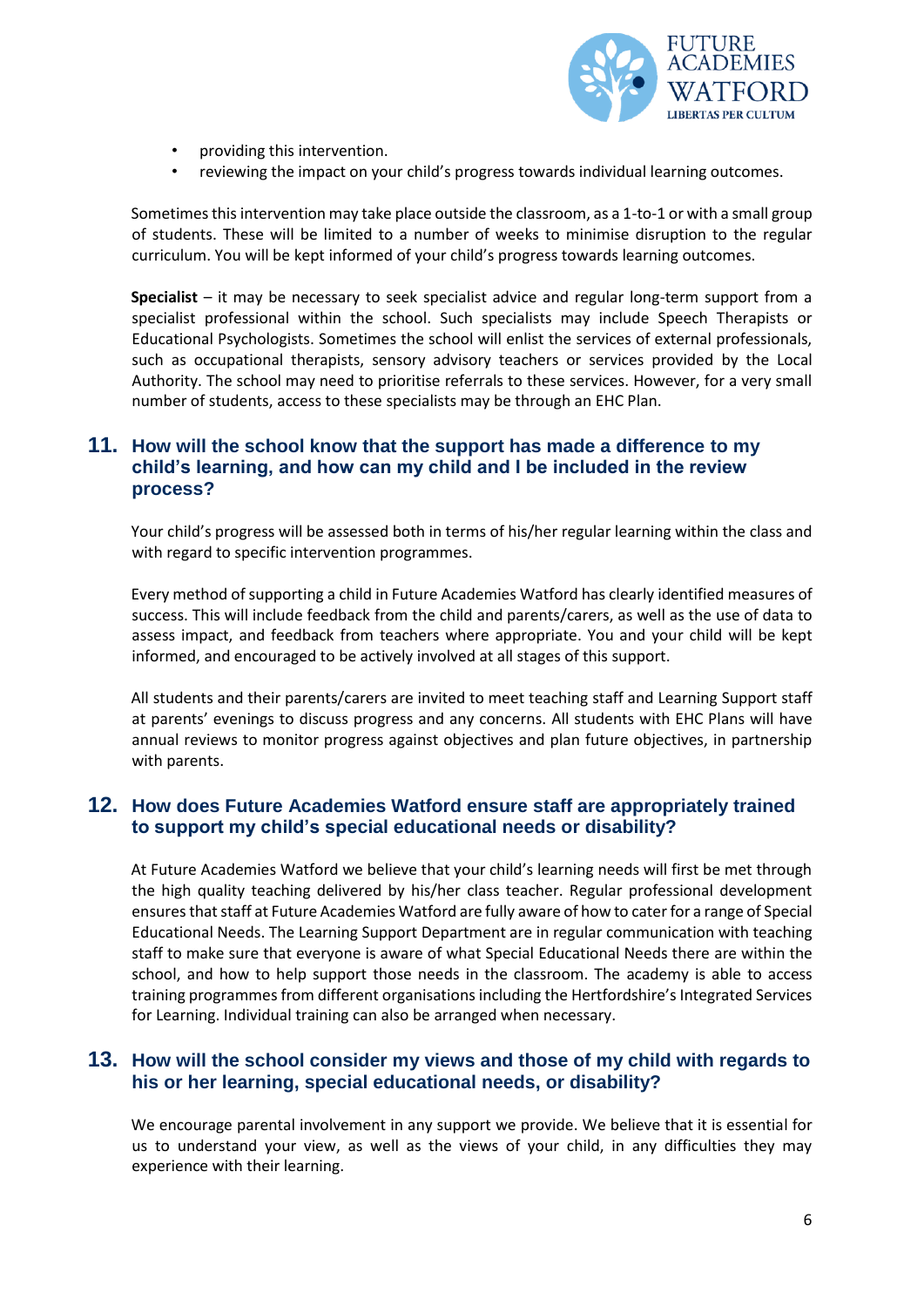- providing this intervention.
- reviewing the impact on your child's progress towards individual learning outcomes.

Sometimes this intervention may take place outside the classroom, as a 1-to-1 or with a small group of students. These will be limited to a number of weeks to minimise disruption to the regular curriculum. You will be kept informed of your child's progress towards learning outcomes.

**Specialist** – it may be necessary to seek specialist advice and regular long-term support from a specialist professional within the school. Such specialists may include Speech Therapists or Educational Psychologists. Sometimes the school will enlist the services of external professionals, such as occupational therapists, sensory advisory teachers or services provided by the Local Authority. The school may need to prioritise referrals to these services. However, for a very small number of students, access to these specialists may be through an EHC Plan.

## 11. How will the school know that the support has made a difference to my child's learning, and how can my child and I be included in the review process?

Your child's progress will be assessed both in terms of his/her regular learning within the class and with regard to specific intervention programmes.

Every method of supporting a child in Future Academies Watford has clearly identified measures of success. This will include feedback from the child and parents/carers, as well as the use of data to assess impact, and feedback from teachers where appropriate. You and your child will be kept informed, and encouraged to be actively involved at all stages of this support.

All students and their parents/carers are invited to meet teaching staff and Learning Support staff at parents' evenings to discuss progress and any concerns. All students with EHC Plans will have annual reviews to monitor progress against objectives and plan future objectives, in partnership with parents.

## 12. How does Future Academies Watford ensure staff are appropriately trained to support my child's special educational needs or disability?

At Future Academies Watford we believe that your child's learning needs will first be met through the high quality teaching delivered by his/her class teacher. Regular professional development ensures that staff at Future Academies Watford are fully aware of how to cater for a range of Special Educational Needs. The Learning Support Department are in regular communication with teaching staff to make sure that everyone is aware of what Special Educational Needs there are within the school, and how to help support those needs in the classroom. The academy is able to access training programmes from different organisations including the Hertfordshire's Integrated Services for Learning. Individual training can also be arranged when necessary.

## 13. How will the school consider my views and those of my child with regards to his or her learning, special educational needs, or disability?

We encourage parental involvement in any support we provide. We believe that it is essential for us to understand your view, as well as the views of your child, in any difficulties they may experience with their learning.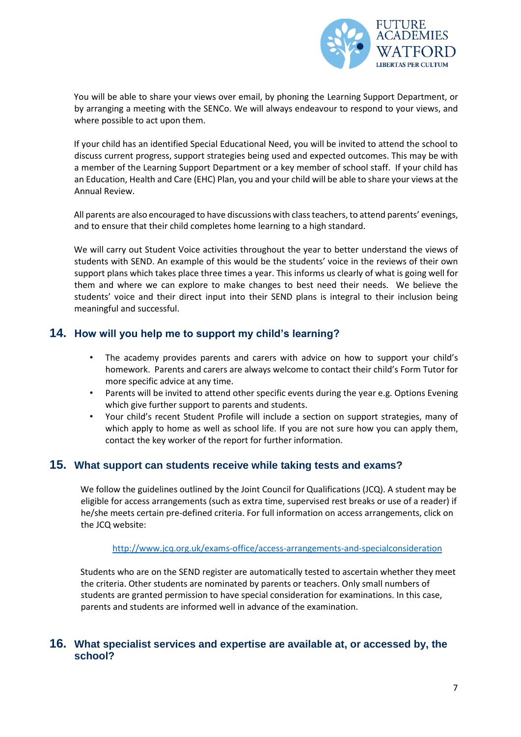You will be able to share your views over email, by phoning the Learning Support Department, or by arranging a meeting with the SENCo. We will always endeavour to respond to your views, and where possible to act upon them.

If your child has an identified Special Educational Need, you will be invited to attend the school to discuss current progress, support strategies being used and expected outcomes. This may be with a member of the Learning Support Department or a key member of school staff. If your child has an Education, Health and Care (EHC) Plan, you and your child will be able to share your views at the Annual Review.

All parents are also encouraged to have discussions with class teachers, to attend parents' evenings, and to ensure that their child completes home learning to a high standard.

We will carry out Student Voice activities throughout the year to better understand the views of students with SEND. An example of this would be the students' voice in the reviews of their own support plans which takes place three times a year. This informs us clearly of what is going well for them and where we can explore to make changes to best need their needs. We believe the students' voice and their direct input into their SEND plans is integral to their inclusion being meaningful and successful.

## 14. How will you help me to support my child's learning?

- The academy provides parents and carers with advice on how to support your child's homework. Parents and carers are always welcome to contact their child's Form Tutor for more specific advice at any time.
- Parents will be invited to attend other specific events during the year e.g. Options Evening which give further support to parents and students.
- Your child's recent Student Profile will include a section on support strategies, many of which apply to home as well as school life. If you are not sure how you can apply them, contact the key worker of the report for further information.

## 15. What support can students receive while taking tests and exams?

We follow the guidelines outlined by the Joint Council for Qualifications (JCQ). A student may be eligible for access arrangements (such as extra time, supervised rest breaks or use of a reader) if he/she meets certain pre-defined criteria. For full information on access arrangements, click on the JCQ website:

http://www.jcq.org.uk/exams-office/access-arrangements-and-specialconsideration

Students who are on the SEND register are automatically tested to ascertain whether they meet the criteria. Other students are nominated by parents or teachers. Only small numbers of students are granted permission to have special consideration for examinations. In this case, parents and students are informed well in advance of the examination.

## 16. What specialist services and expertise are available at, or accessed by, the school?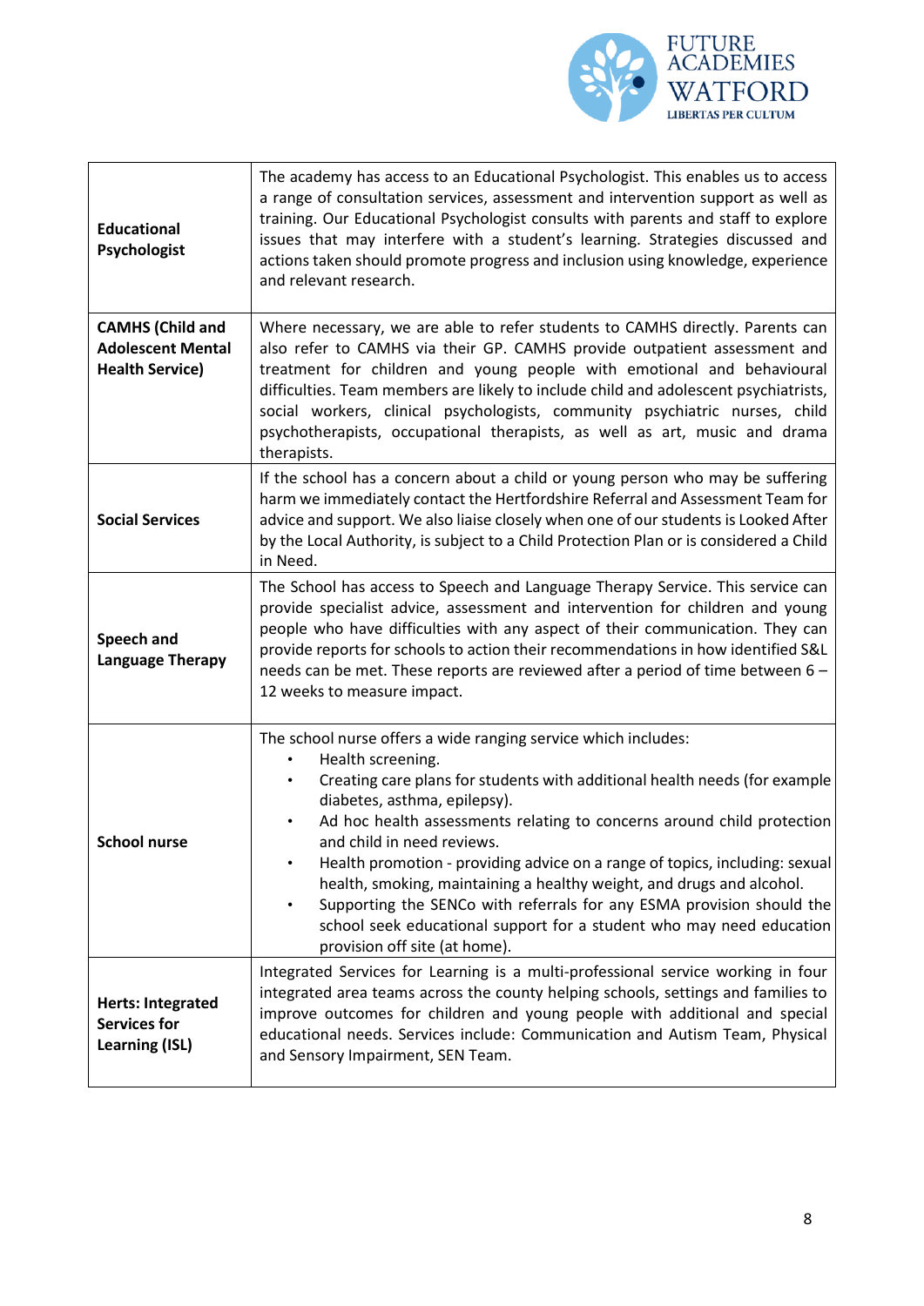| | |
|---|---|
| **Educational Psychologist** | The academy has access to an Educational Psychologist. This enables us to access a range of consultation services, assessment and intervention support as well as training. Our Educational Psychologist consults with parents and staff to explore issues that may interfere with a student's learning. Strategies discussed and actions taken should promote progress and inclusion using knowledge, experience and relevant research. |
| **CAMHS (Child and Adolescent Mental Health Service)** | Where necessary, we are able to refer students to CAMHS directly. Parents can also refer to CAMHS via their GP. CAMHS provide outpatient assessment and treatment for children and young people with emotional and behavioural difficulties. Team members are likely to include child and adolescent psychiatrists, social workers, clinical psychologists, community psychiatric nurses, child psychotherapists, occupational therapists, as well as art, music and drama therapists. |
| **Social Services** | If the school has a concern about a child or young person who may be suffering harm we immediately contact the Hertfordshire Referral and Assessment Team for advice and support. We also liaise closely when one of our students is Looked After by the Local Authority, is subject to a Child Protection Plan or is considered a Child in Need. |
| **Speech and Language Therapy** | The School has access to Speech and Language Therapy Service. This service can provide specialist advice, assessment and intervention for children and young people who have difficulties with any aspect of their communication. They can provide reports for schools to action their recommendations in how identified S&L needs can be met. These reports are reviewed after a period of time between 6 – 12 weeks to measure impact. |
| **School nurse** | The school nurse offers a wide ranging service which includes:<br>• Health screening.<br>• Creating care plans for students with additional health needs (for example diabetes, asthma, epilepsy).<br>• Ad hoc health assessments relating to concerns around child protection and child in need reviews.<br>• Health promotion - providing advice on a range of topics, including: sexual health, smoking, maintaining a healthy weight, and drugs and alcohol.<br>• Supporting the SENCo with referrals for any ESMA provision should the school seek educational support for a student who may need education provision off site (at home). |
| **Herts: Integrated Services for Learning (ISL)** | Integrated Services for Learning is a multi-professional service working in four integrated area teams across the county helping schools, settings and families to improve outcomes for children and young people with additional and special educational needs. Services include: Communication and Autism Team, Physical and Sensory Impairment, SEN Team. |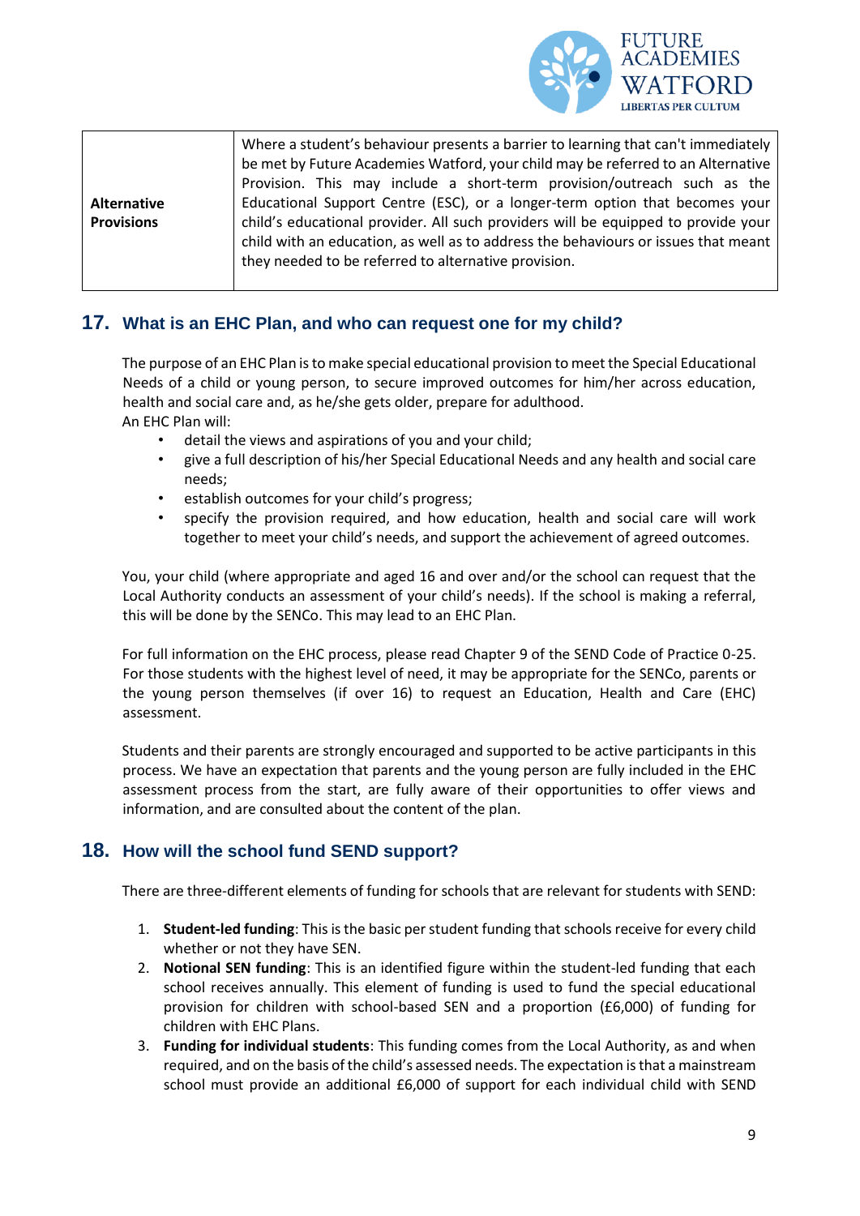| Alternative Provisions | Where a student's behaviour presents a barrier to learning that can't immediately be met by Future Academies Watford, your child may be referred to an Alternative Provision. This may include a short-term provision/outreach such as the Educational Support Centre (ESC), or a longer-term option that becomes your child's educational provider. All such providers will be equipped to provide your child with an education, as well as to address the behaviours or issues that meant they needed to be referred to alternative provision. |
|---|---|

## 17. What is an EHC Plan, and who can request one for my child?

The purpose of an EHC Plan is to make special educational provision to meet the Special Educational Needs of a child or young person, to secure improved outcomes for him/her across education, health and social care and, as he/she gets older, prepare for adulthood.
An EHC Plan will:

- detail the views and aspirations of you and your child;
- give a full description of his/her Special Educational Needs and any health and social care needs;
- establish outcomes for your child's progress;
- specify the provision required, and how education, health and social care will work together to meet your child's needs, and support the achievement of agreed outcomes.

You, your child (where appropriate and aged 16 and over and/or the school can request that the Local Authority conducts an assessment of your child's needs). If the school is making a referral, this will be done by the SENCo. This may lead to an EHC Plan.

For full information on the EHC process, please read Chapter 9 of the SEND Code of Practice 0-25. For those students with the highest level of need, it may be appropriate for the SENCo, parents or the young person themselves (if over 16) to request an Education, Health and Care (EHC) assessment.

Students and their parents are strongly encouraged and supported to be active participants in this process. We have an expectation that parents and the young person are fully included in the EHC assessment process from the start, are fully aware of their opportunities to offer views and information, and are consulted about the content of the plan.

## 18. How will the school fund SEND support?

There are three-different elements of funding for schools that are relevant for students with SEND:

1. **Student-led funding**: This is the basic per student funding that schools receive for every child whether or not they have SEN.
2. **Notional SEN funding**: This is an identified figure within the student-led funding that each school receives annually. This element of funding is used to fund the special educational provision for children with school-based SEN and a proportion (£6,000) of funding for children with EHC Plans.
3. **Funding for individual students**: This funding comes from the Local Authority, as and when required, and on the basis of the child's assessed needs. The expectation is that a mainstream school must provide an additional £6,000 of support for each individual child with SEND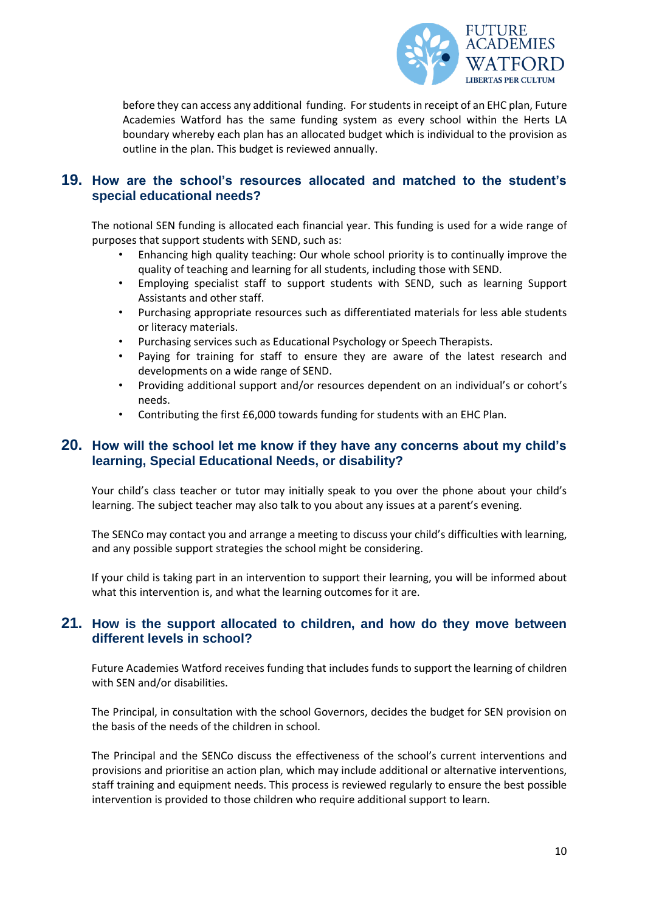before they can access any additional funding. For students in receipt of an EHC plan, Future Academies Watford has the same funding system as every school within the Herts LA boundary whereby each plan has an allocated budget which is individual to the provision as outline in the plan. This budget is reviewed annually.

## 19. How are the school's resources allocated and matched to the student's special educational needs?

The notional SEN funding is allocated each financial year. This funding is used for a wide range of purposes that support students with SEND, such as:

- Enhancing high quality teaching: Our whole school priority is to continually improve the quality of teaching and learning for all students, including those with SEND.
- Employing specialist staff to support students with SEND, such as learning Support Assistants and other staff.
- Purchasing appropriate resources such as differentiated materials for less able students or literacy materials.
- Purchasing services such as Educational Psychology or Speech Therapists.
- Paying for training for staff to ensure they are aware of the latest research and developments on a wide range of SEND.
- Providing additional support and/or resources dependent on an individual's or cohort's needs.
- Contributing the first £6,000 towards funding for students with an EHC Plan.

## 20. How will the school let me know if they have any concerns about my child's learning, Special Educational Needs, or disability?

Your child's class teacher or tutor may initially speak to you over the phone about your child's learning. The subject teacher may also talk to you about any issues at a parent's evening.

The SENCo may contact you and arrange a meeting to discuss your child's difficulties with learning, and any possible support strategies the school might be considering.

If your child is taking part in an intervention to support their learning, you will be informed about what this intervention is, and what the learning outcomes for it are.

## 21. How is the support allocated to children, and how do they move between different levels in school?

Future Academies Watford receives funding that includes funds to support the learning of children with SEN and/or disabilities.

The Principal, in consultation with the school Governors, decides the budget for SEN provision on the basis of the needs of the children in school.

The Principal and the SENCo discuss the effectiveness of the school's current interventions and provisions and prioritise an action plan, which may include additional or alternative interventions, staff training and equipment needs. This process is reviewed regularly to ensure the best possible intervention is provided to those children who require additional support to learn.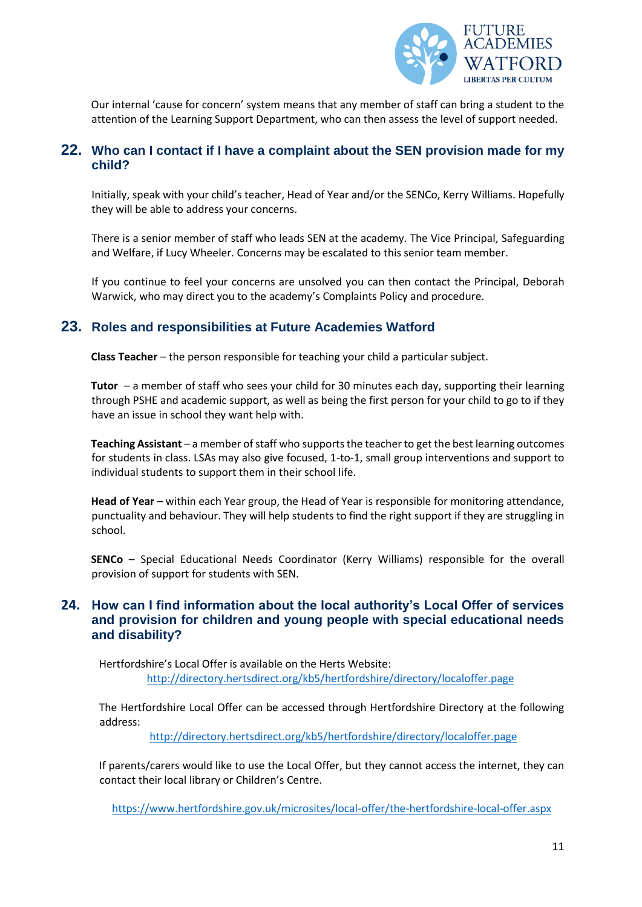Our internal 'cause for concern' system means that any member of staff can bring a student to the attention of the Learning Support Department, who can then assess the level of support needed.

## 22. Who can I contact if I have a complaint about the SEN provision made for my child?

Initially, speak with your child's teacher, Head of Year and/or the SENCo, Kerry Williams. Hopefully they will be able to address your concerns.

There is a senior member of staff who leads SEN at the academy. The Vice Principal, Safeguarding and Welfare, if Lucy Wheeler. Concerns may be escalated to this senior team member.

If you continue to feel your concerns are unsolved you can then contact the Principal, Deborah Warwick, who may direct you to the academy's Complaints Policy and procedure.

## 23. Roles and responsibilities at Future Academies Watford

**Class Teacher** – the person responsible for teaching your child a particular subject.

**Tutor** – a member of staff who sees your child for 30 minutes each day, supporting their learning through PSHE and academic support, as well as being the first person for your child to go to if they have an issue in school they want help with.

**Teaching Assistant** – a member of staff who supports the teacher to get the best learning outcomes for students in class. LSAs may also give focused, 1-to-1, small group interventions and support to individual students to support them in their school life.

**Head of Year** – within each Year group, the Head of Year is responsible for monitoring attendance, punctuality and behaviour. They will help students to find the right support if they are struggling in school.

**SENCo** – Special Educational Needs Coordinator (Kerry Williams) responsible for the overall provision of support for students with SEN.

## 24. How can I find information about the local authority's Local Offer of services and provision for children and young people with special educational needs and disability?

Hertfordshire's Local Offer is available on the Herts Website:
http://directory.hertsdirect.org/kb5/hertfordshire/directory/localoffer.page

The Hertfordshire Local Offer can be accessed through Hertfordshire Directory at the following address:
http://directory.hertsdirect.org/kb5/hertfordshire/directory/localoffer.page

If parents/carers would like to use the Local Offer, but they cannot access the internet, they can contact their local library or Children's Centre.

https://www.hertfordshire.gov.uk/microsites/local-offer/the-hertfordshire-local-offer.aspx